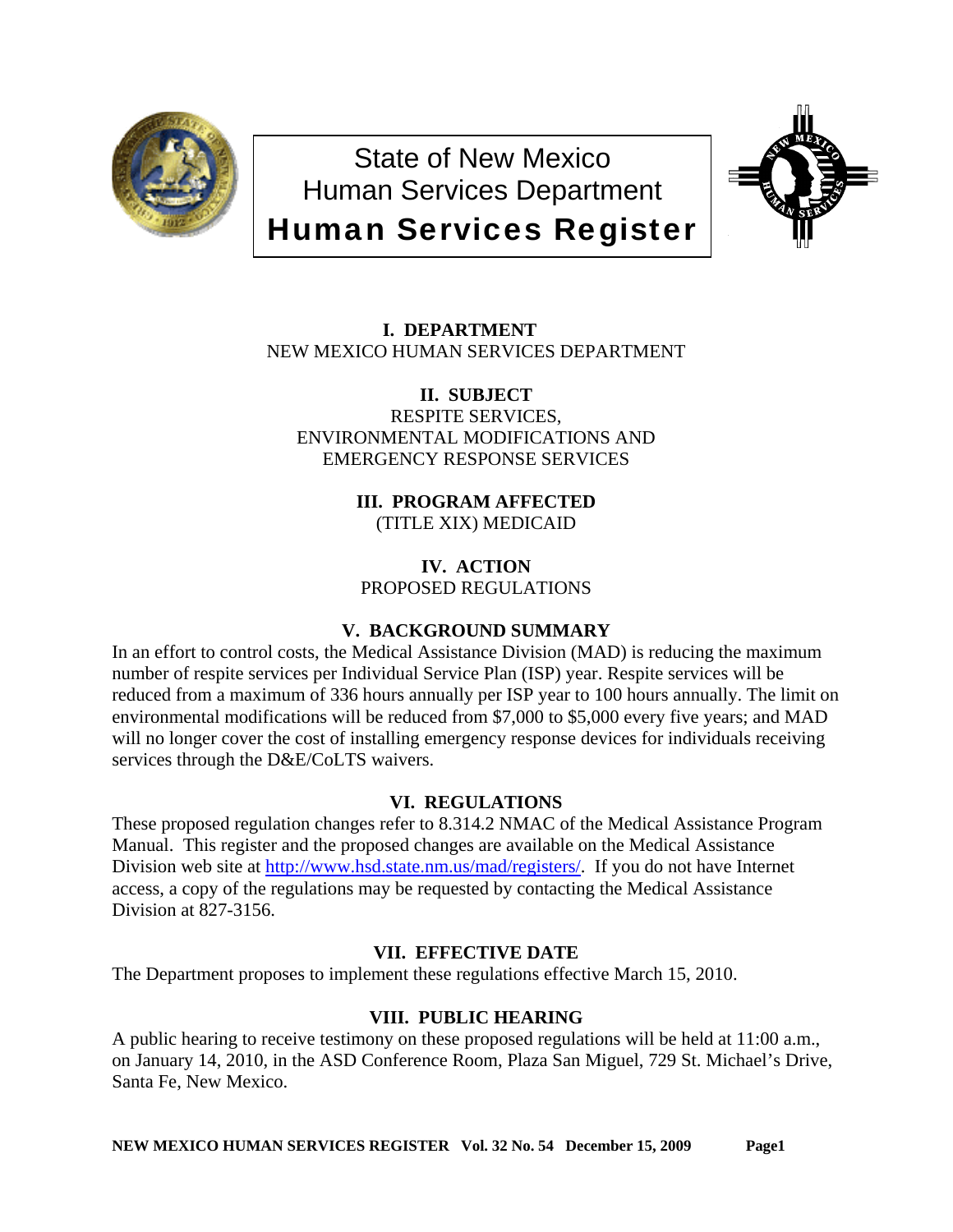# State of New Mexico
# Human Services Department
# Human Services Register

## I. DEPARTMENT

NEW MEXICO HUMAN SERVICES DEPARTMENT

## II. SUBJECT

RESPITE SERVICES,
ENVIRONMENTAL MODIFICATIONS AND
EMERGENCY RESPONSE SERVICES

## III. PROGRAM AFFECTED

(TITLE XIX) MEDICAID

## IV. ACTION

PROPOSED REGULATIONS

## V. BACKGROUND SUMMARY

In an effort to control costs, the Medical Assistance Division (MAD) is reducing the maximum number of respite services per Individual Service Plan (ISP) year. Respite services will be reduced from a maximum of 336 hours annually per ISP year to 100 hours annually. The limit on environmental modifications will be reduced from $7,000 to $5,000 every five years; and MAD will no longer cover the cost of installing emergency response devices for individuals receiving services through the D&E/CoLTS waivers.

## VI. REGULATIONS

These proposed regulation changes refer to 8.314.2 NMAC of the Medical Assistance Program Manual. This register and the proposed changes are available on the Medical Assistance Division web site at http://www.hsd.state.nm.us/mad/registers/. If you do not have Internet access, a copy of the regulations may be requested by contacting the Medical Assistance Division at 827-3156.

## VII. EFFECTIVE DATE

The Department proposes to implement these regulations effective March 15, 2010.

## VIII. PUBLIC HEARING

A public hearing to receive testimony on these proposed regulations will be held at 11:00 a.m., on January 14, 2010, in the ASD Conference Room, Plaza San Miguel, 729 St. Michael's Drive, Santa Fe, New Mexico.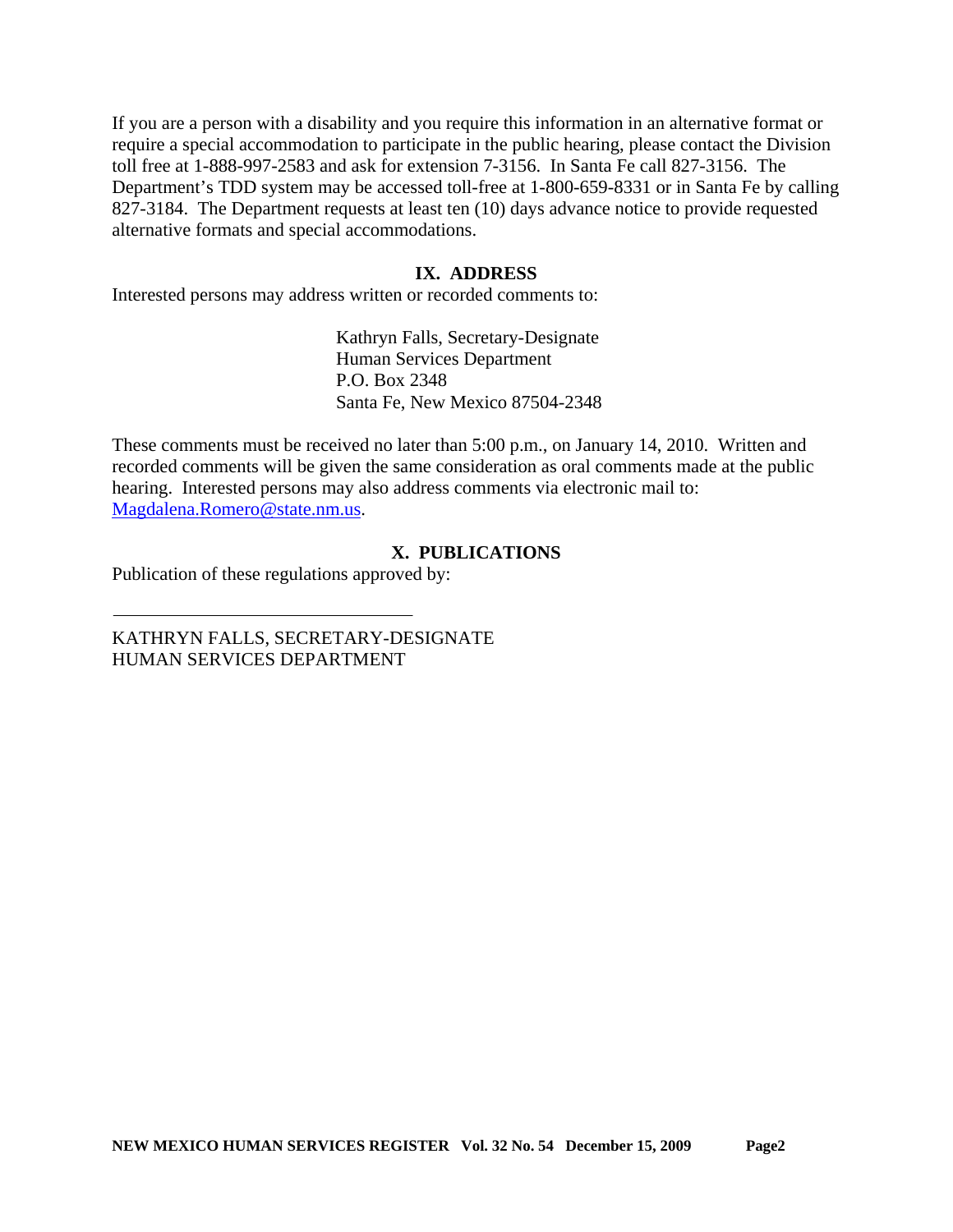If you are a person with a disability and you require this information in an alternative format or require a special accommodation to participate in the public hearing, please contact the Division toll free at 1-888-997-2583 and ask for extension 7-3156. In Santa Fe call 827-3156. The Department's TDD system may be accessed toll-free at 1-800-659-8331 or in Santa Fe by calling 827-3184. The Department requests at least ten (10) days advance notice to provide requested alternative formats and special accommodations.

## IX. ADDRESS

Interested persons may address written or recorded comments to:

Kathryn Falls, Secretary-Designate
Human Services Department
P.O. Box 2348
Santa Fe, New Mexico 87504-2348

These comments must be received no later than 5:00 p.m., on January 14, 2010. Written and recorded comments will be given the same consideration as oral comments made at the public hearing. Interested persons may also address comments via electronic mail to: Magdalena.Romero@state.nm.us.

## X. PUBLICATIONS

Publication of these regulations approved by:

\_\_\_\_\_\_\_\_\_\_\_\_\_\_\_\_\_\_\_\_\_\_\_\_\_\_\_\_\_\_\_\_

KATHRYN FALLS, SECRETARY-DESIGNATE
HUMAN SERVICES DEPARTMENT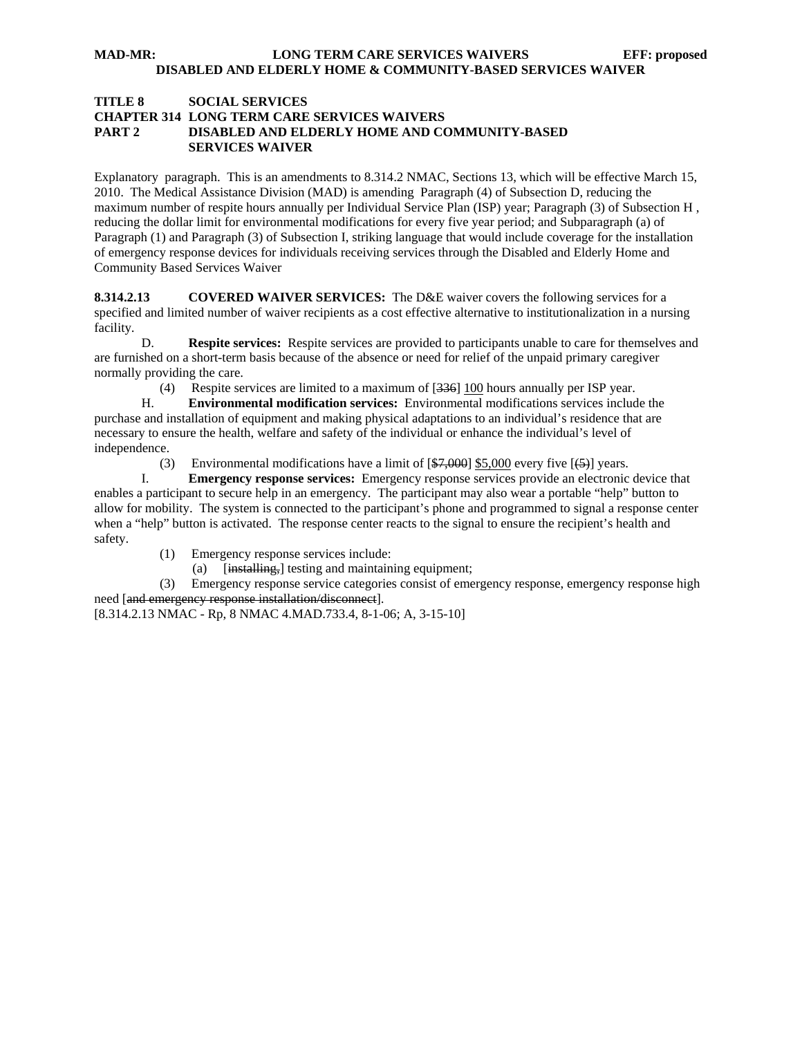**TITLE 8 SOCIAL SERVICES**
**CHAPTER 314 LONG TERM CARE SERVICES WAIVERS**
**PART 2 DISABLED AND ELDERLY HOME AND COMMUNITY-BASED SERVICES WAIVER**

Explanatory paragraph. This is an amendments to 8.314.2 NMAC, Sections 13, which will be effective March 15, 2010. The Medical Assistance Division (MAD) is amending Paragraph (4) of Subsection D, reducing the maximum number of respite hours annually per Individual Service Plan (ISP) year; Paragraph (3) of Subsection H , reducing the dollar limit for environmental modifications for every five year period; and Subparagraph (a) of Paragraph (1) and Paragraph (3) of Subsection I, striking language that would include coverage for the installation of emergency response devices for individuals receiving services through the Disabled and Elderly Home and Community Based Services Waiver

**8.314.2.13 COVERED WAIVER SERVICES:** The D&E waiver covers the following services for a specified and limited number of waiver recipients as a cost effective alternative to institutionalization in a nursing facility.

D. **Respite services:** Respite services are provided to participants unable to care for themselves and are furnished on a short-term basis because of the absence or need for relief of the unpaid primary caregiver normally providing the care.

(4) Respite services are limited to a maximum of [~~336~~] <u>100</u> hours annually per ISP year.

H. **Environmental modification services:** Environmental modifications services include the purchase and installation of equipment and making physical adaptations to an individual's residence that are necessary to ensure the health, welfare and safety of the individual or enhance the individual's level of independence.

(3) Environmental modifications have a limit of [~~$7,000~~] <u>$5,000</u> every five [~~(5)~~] years.

I. **Emergency response services:** Emergency response services provide an electronic device that enables a participant to secure help in an emergency. The participant may also wear a portable "help" button to allow for mobility. The system is connected to the participant's phone and programmed to signal a response center when a "help" button is activated. The response center reacts to the signal to ensure the recipient's health and safety.

(1) Emergency response services include:

(a) [~~installing,~~] testing and maintaining equipment;

(3) Emergency response service categories consist of emergency response, emergency response high need [~~and emergency response installation/disconnect~~].

[8.314.2.13 NMAC - Rp, 8 NMAC 4.MAD.733.4, 8-1-06; A, 3-15-10]